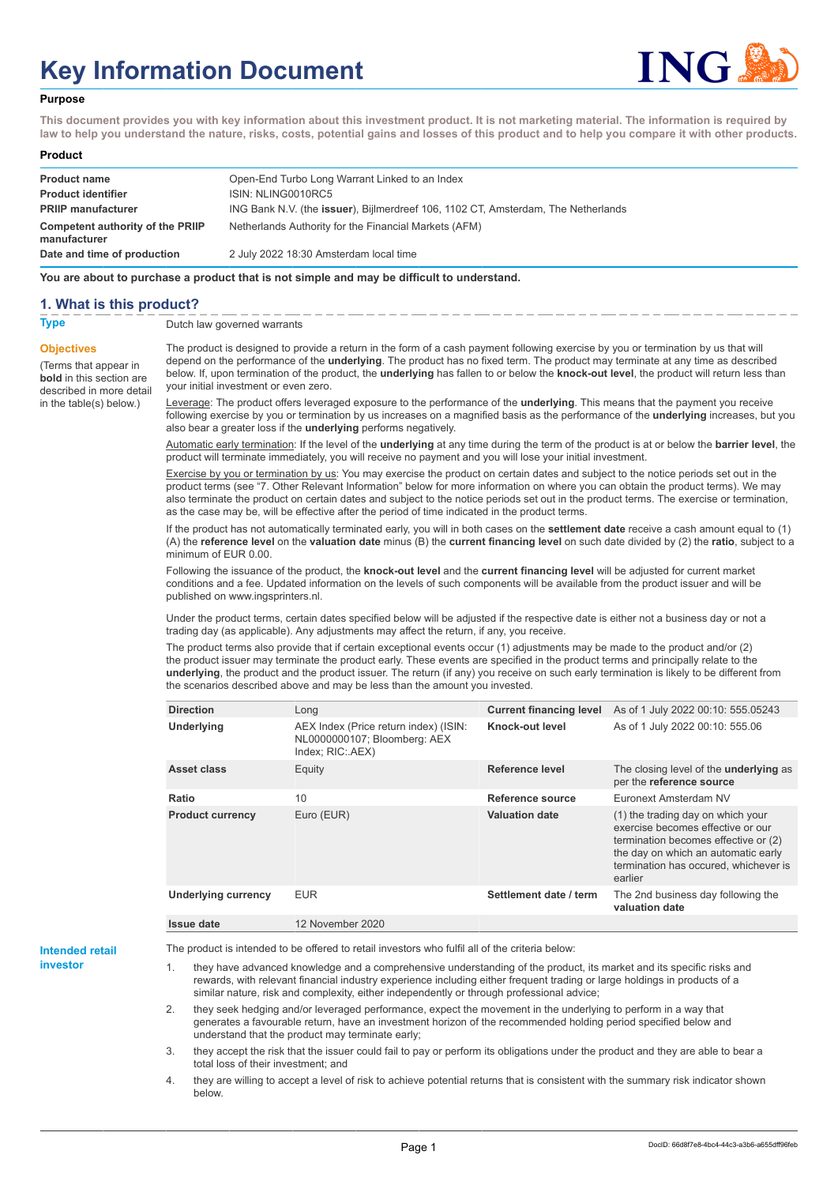# Key Information Document

**Purpose**

**This document provides you with key information about this investment product. It is not marketing material. The information is required by law to help you understand the nature, risks, costs, potential gains and losses of this product and to help you compare it with other products.**

**Product**

| | |
|---|---|
| **Product name** | Open-End Turbo Long Warrant Linked to an Index |
| **Product identifier** | ISIN: NLING0010RC5 |
| **PRIIP manufacturer** | ING Bank N.V. (the **issuer**), Bijlmerdreef 106, 1102 CT, Amsterdam, The Netherlands |
| **Competent authority of the PRIIP manufacturer** | Netherlands Authority for the Financial Markets (AFM) |
| **Date and time of production** | 2 July 2022 18:30 Amsterdam local time |

**You are about to purchase a product that is not simple and may be difficult to understand.**

## 1. What is this product?

**Type**

Dutch law governed warrants

**Objectives**

(Terms that appear in **bold** in this section are described in more detail in the table(s) below.)

The product is designed to provide a return in the form of a cash payment following exercise by you or termination by us that will depend on the performance of the **underlying**. The product has no fixed term. The product may terminate at any time as described below. If, upon termination of the product, the **underlying** has fallen to or below the **knock-out level**, the product will return less than your initial investment or even zero.

Leverage: The product offers leveraged exposure to the performance of the **underlying**. This means that the payment you receive following exercise by you or termination by us increases on a magnified basis as the performance of the **underlying** increases, but you also bear a greater loss if the **underlying** performs negatively.

Automatic early termination: If the level of the **underlying** at any time during the term of the product is at or below the **barrier level**, the product will terminate immediately, you will receive no payment and you will lose your initial investment.

Exercise by you or termination by us: You may exercise the product on certain dates and subject to the notice periods set out in the product terms (see "7. Other Relevant Information" below for more information on where you can obtain the product terms). We may also terminate the product on certain dates and subject to the notice periods set out in the product terms. The exercise or termination, as the case may be, will be effective after the period of time indicated in the product terms.

If the product has not automatically terminated early, you will in both cases on the **settlement date** receive a cash amount equal to (1) (A) the **reference level** on the **valuation date** minus (B) the **current financing level** on such date divided by (2) the **ratio**, subject to a minimum of EUR 0.00.

Following the issuance of the product, the **knock-out level** and the **current financing level** will be adjusted for current market conditions and a fee. Updated information on the levels of such components will be available from the product issuer and will be published on www.ingsprinters.nl.

Under the product terms, certain dates specified below will be adjusted if the respective date is either not a business day or not a trading day (as applicable). Any adjustments may affect the return, if any, you receive.

The product terms also provide that if certain exceptional events occur (1) adjustments may be made to the product and/or (2) the product issuer may terminate the product early. These events are specified in the product terms and principally relate to the **underlying**, the product and the product issuer. The return (if any) you receive on such early termination is likely to be different from the scenarios described above and may be less than the amount you invested.

| | | | |
|---|---|---|---|
| **Direction** | Long | **Current financing level** | As of 1 July 2022 00:10: 555.05243 |
| **Underlying** | AEX Index (Price return index) (ISIN: NL0000000107; Bloomberg: AEX Index; RIC:.AEX) | **Knock-out level** | As of 1 July 2022 00:10: 555.06 |
| **Asset class** | Equity | **Reference level** | The closing level of the **underlying** as per the **reference source** |
| **Ratio** | 10 | **Reference source** | Euronext Amsterdam NV |
| **Product currency** | Euro (EUR) | **Valuation date** | (1) the trading day on which your exercise becomes effective or our termination becomes effective or (2) the day on which an automatic early termination has occured, whichever is earlier |
| **Underlying currency** | EUR | **Settlement date / term** | The 2nd business day following the **valuation date** |
| **Issue date** | 12 November 2020 | | |

**Intended retail investor**

The product is intended to be offered to retail investors who fulfil all of the criteria below:

1. they have advanced knowledge and a comprehensive understanding of the product, its market and its specific risks and rewards, with relevant financial industry experience including either frequent trading or large holdings in products of a similar nature, risk and complexity, either independently or through professional advice;
2. they seek hedging and/or leveraged performance, expect the movement in the underlying to perform in a way that generates a favourable return, have an investment horizon of the recommended holding period specified below and understand that the product may terminate early;
3. they accept the risk that the issuer could fail to pay or perform its obligations under the product and they are able to bear a total loss of their investment; and
4. they are willing to accept a level of risk to achieve potential returns that is consistent with the summary risk indicator shown below.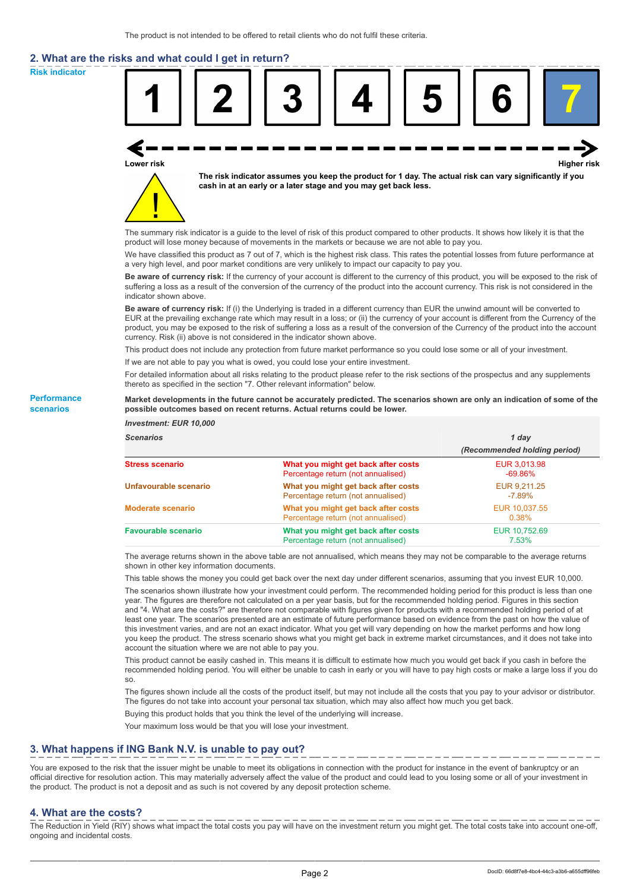The product is not intended to be offered to retail clients who do not fulfil these criteria.

## 2. What are the risks and what could I get in return?

**Risk indicator**

1 2 3 4 5 6 **7**

Lower risk — Higher risk

**The risk indicator assumes you keep the product for 1 day. The actual risk can vary significantly if you cash in at an early or a later stage and you may get back less.**

The summary risk indicator is a guide to the level of risk of this product compared to other products. It shows how likely it is that the product will lose money because of movements in the markets or because we are not able to pay you.

We have classified this product as 7 out of 7, which is the highest risk class. This rates the potential losses from future performance at a very high level, and poor market conditions are very unlikely to impact our capacity to pay you.

**Be aware of currency risk:** If the currency of your account is different to the currency of this product, you will be exposed to the risk of suffering a loss as a result of the conversion of the currency of the product into the account currency. This risk is not considered in the indicator shown above.

**Be aware of currency risk:** If (i) the Underlying is traded in a different currency than EUR the unwind amount will be converted to EUR at the prevailing exchange rate which may result in a loss; or (ii) the currency of your account is different from the Currency of the product, you may be exposed to the risk of suffering a loss as a result of the conversion of the Currency of the product into the account currency. Risk (ii) above is not considered in the indicator shown above.

This product does not include any protection from future market performance so you could lose some or all of your investment.

If we are not able to pay you what is owed, you could lose your entire investment.

For detailed information about all risks relating to the product please refer to the risk sections of the prospectus and any supplements thereto as specified in the section "7. Other relevant information" below.

**Performance scenarios**

**Market developments in the future cannot be accurately predicted. The scenarios shown are only an indication of some of the possible outcomes based on recent returns. Actual returns could be lower.**

| *Investment: EUR 10,000* | | |
|---|---|---|
| *Scenarios* | | *1 day (Recommended holding period)* |
| **Stress scenario** | **What you might get back after costs** | EUR 3,013.98 |
| | Percentage return (not annualised) | -69.86% |
| **Unfavourable scenario** | **What you might get back after costs** | EUR 9,211.25 |
| | Percentage return (not annualised) | -7.89% |
| **Moderate scenario** | **What you might get back after costs** | EUR 10,037.55 |
| | Percentage return (not annualised) | 0.38% |
| **Favourable scenario** | **What you might get back after costs** | EUR 10,752.69 |
| | Percentage return (not annualised) | 7.53% |

The average returns shown in the above table are not annualised, which means they may not be comparable to the average returns shown in other key information documents.

This table shows the money you could get back over the next day under different scenarios, assuming that you invest EUR 10,000.

The scenarios shown illustrate how your investment could perform. The recommended holding period for this product is less than one year. The figures are therefore not calculated on a per year basis, but for the recommended holding period. Figures in this section and "4. What are the costs?" are therefore not comparable with figures given for products with a recommended holding period of at least one year. The scenarios presented are an estimate of future performance based on evidence from the past on how the value of this investment varies, and are not an exact indicator. What you get will vary depending on how the market performs and how long you keep the product. The stress scenario shows what you might get back in extreme market circumstances, and it does not take into account the situation where we are not able to pay you.

This product cannot be easily cashed in. This means it is difficult to estimate how much you would get back if you cash in before the recommended holding period. You will either be unable to cash in early or you will have to pay high costs or make a large loss if you do so.

The figures shown include all the costs of the product itself, but may not include all the costs that you pay to your advisor or distributor. The figures do not take into account your personal tax situation, which may also affect how much you get back.

Buying this product holds that you think the level of the underlying will increase.

Your maximum loss would be that you will lose your investment.

## 3. What happens if ING Bank N.V. is unable to pay out?

You are exposed to the risk that the issuer might be unable to meet its obligations in connection with the product for instance in the event of bankruptcy or an official directive for resolution action. This may materially adversely affect the value of the product and could lead to you losing some or all of your investment in the product. The product is not a deposit and as such is not covered by any deposit protection scheme.

## 4. What are the costs?

The Reduction in Yield (RIY) shows what impact the total costs you pay will have on the investment return you might get. The total costs take into account one-off, ongoing and incidental costs.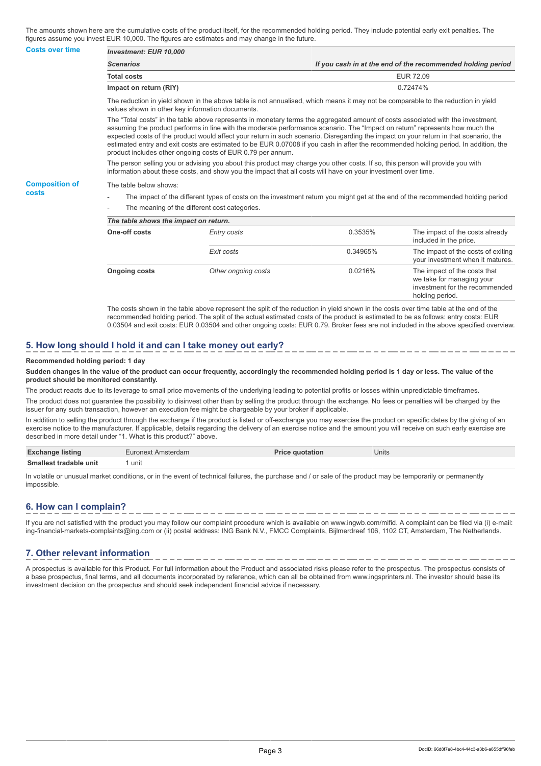The amounts shown here are the cumulative costs of the product itself, for the recommended holding period. They include potential early exit penalties. The figures assume you invest EUR 10,000. The figures are estimates and may change in the future.

**Costs over time**

| *Investment: EUR 10,000* | |
|---|---|
| ***Scenarios*** | ***If you cash in at the end of the recommended holding period*** |
| **Total costs** | EUR 72.09 |
| **Impact on return (RIY)** | 0.72474% |

The reduction in yield shown in the above table is not annualised, which means it may not be comparable to the reduction in yield values shown in other key information documents.

The "Total costs" in the table above represents in monetary terms the aggregated amount of costs associated with the investment, assuming the product performs in line with the moderate performance scenario. The "Impact on return" represents how much the expected costs of the product would affect your return in such scenario. Disregarding the impact on your return in that scenario, the estimated entry and exit costs are estimated to be EUR 0.07008 if you cash in after the recommended holding period. In addition, the product includes other ongoing costs of EUR 0.79 per annum.

The person selling you or advising you about this product may charge you other costs. If so, this person will provide you with information about these costs, and show you the impact that all costs will have on your investment over time.

**Composition of costs**

The table below shows:

- The impact of the different types of costs on the investment return you might get at the end of the recommended holding period
- The meaning of the different cost categories.

| *The table shows the impact on return.* | | | |
|---|---|---|---|
| **One-off costs** | *Entry costs* | 0.3535% | The impact of the costs already included in the price. |
| | *Exit costs* | 0.34965% | The impact of the costs of exiting your investment when it matures. |
| **Ongoing costs** | *Other ongoing costs* | 0.0216% | The impact of the costs that we take for managing your investment for the recommended holding period. |

The costs shown in the table above represent the split of the reduction in yield shown in the costs over time table at the end of the recommended holding period. The split of the actual estimated costs of the product is estimated to be as follows: entry costs: EUR 0.03504 and exit costs: EUR 0.03504 and other ongoing costs: EUR 0.79. Broker fees are not included in the above specified overview.

## 5. How long should I hold it and can I take money out early?

**Recommended holding period: 1 day**

**Sudden changes in the value of the product can occur frequently, accordingly the recommended holding period is 1 day or less. The value of the product should be monitored constantly.**

The product reacts due to its leverage to small price movements of the underlying leading to potential profits or losses within unpredictable timeframes.

The product does not guarantee the possibility to disinvest other than by selling the product through the exchange. No fees or penalties will be charged by the issuer for any such transaction, however an execution fee might be chargeable by your broker if applicable.

In addition to selling the product through the exchange if the product is listed or off-exchange you may exercise the product on specific dates by the giving of an exercise notice to the manufacturer. If applicable, details regarding the delivery of an exercise notice and the amount you will receive on such early exercise are described in more detail under "1. What is this product?" above.

| **Exchange listing** | Euronext Amsterdam | **Price quotation** | Units |
|---|---|---|---|
| **Smallest tradable unit** | 1 unit | | |

In volatile or unusual market conditions, or in the event of technical failures, the purchase and / or sale of the product may be temporarily or permanently impossible.

## 6. How can I complain?

If you are not satisfied with the product you may follow our complaint procedure which is available on www.ingwb.com/mifid. A complaint can be filed via (i) e-mail: ing-financial-markets-complaints@ing.com or (ii) postal address: ING Bank N.V., FMCC Complaints, Bijlmerdreef 106, 1102 CT, Amsterdam, The Netherlands.

## 7. Other relevant information

A prospectus is available for this Product. For full information about the Product and associated risks please refer to the prospectus. The prospectus consists of a base prospectus, final terms, and all documents incorporated by reference, which can all be obtained from www.ingsprinters.nl. The investor should base its investment decision on the prospectus and should seek independent financial advice if necessary.